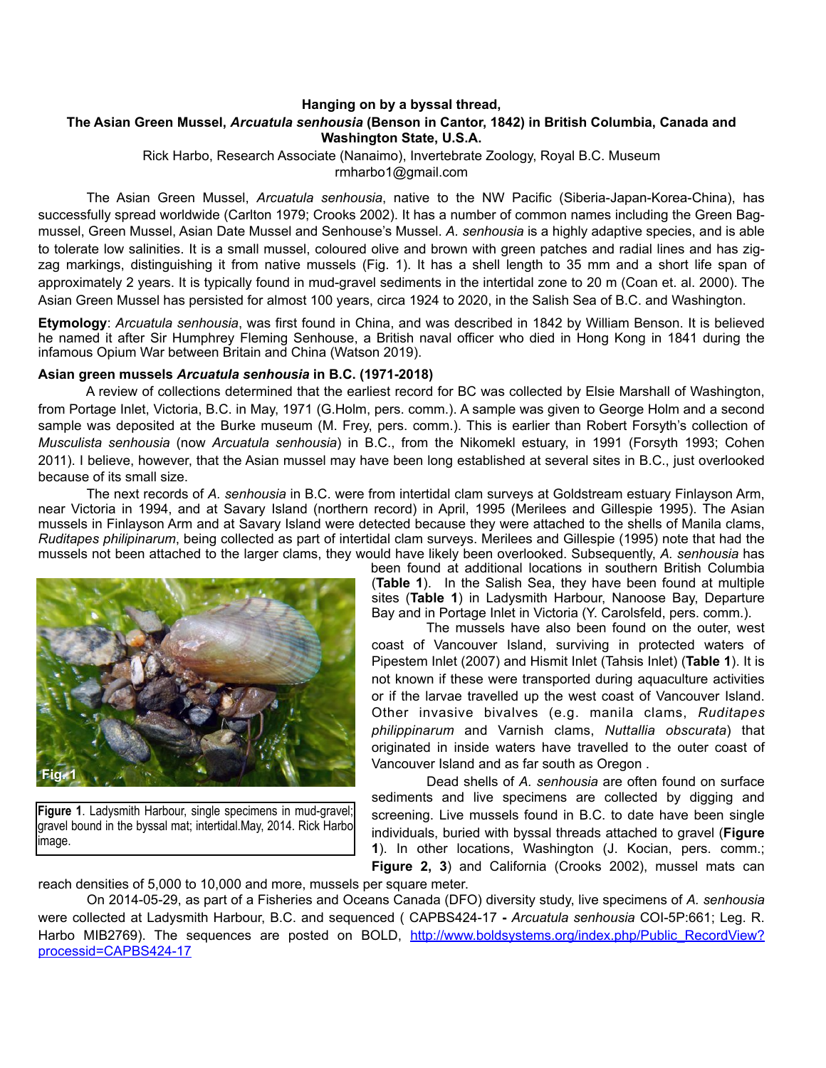**Hanging on by a byssal thread,**
**The Asian Green Mussel, *Arcuatula senhousia* (Benson in Cantor, 1842) in British Columbia, Canada and Washington State, U.S.A.**

Rick Harbo, Research Associate (Nanaimo), Invertebrate Zoology, Royal B.C. Museum
rmharbo1@gmail.com

The Asian Green Mussel, *Arcuatula senhousia*, native to the NW Pacific (Siberia-Japan-Korea-China), has successfully spread worldwide (Carlton 1979; Crooks 2002). It has a number of common names including the Green Bag-mussel, Green Mussel, Asian Date Mussel and Senhouse's Mussel. *A. senhousia* is a highly adaptive species, and is able to tolerate low salinities. It is a small mussel, coloured olive and brown with green patches and radial lines and has zig-zag markings, distinguishing it from native mussels (Fig. 1). It has a shell length to 35 mm and a short life span of approximately 2 years. It is typically found in mud-gravel sediments in the intertidal zone to 20 m (Coan et. al. 2000). The Asian Green Mussel has persisted for almost 100 years, circa 1924 to 2020, in the Salish Sea of B.C. and Washington.

**Etymology**: *Arcuatula senhousia*, was first found in China, and was described in 1842 by William Benson. It is believed he named it after Sir Humphrey Fleming Senhouse, a British naval officer who died in Hong Kong in 1841 during the infamous Opium War between Britain and China (Watson 2019).

**Asian green mussels *Arcuatula senhousia* in B.C. (1971-2018)**

A review of collections determined that the earliest record for BC was collected by Elsie Marshall of Washington, from Portage Inlet, Victoria, B.C. in May, 1971 (G.Holm, pers. comm.). A sample was given to George Holm and a second sample was deposited at the Burke museum (M. Frey, pers. comm.). This is earlier than Robert Forsyth's collection of *Musculista senhousia* (now *Arcuatula senhousia*) in B.C., from the Nikomekl estuary, in 1991 (Forsyth 1993; Cohen 2011). I believe, however, that the Asian mussel may have been long established at several sites in B.C., just overlooked because of its small size.

The next records of *A. senhousia* in B.C. were from intertidal clam surveys at Goldstream estuary Finlayson Arm, near Victoria in 1994, and at Savary Island (northern record) in April, 1995 (Merilees and Gillespie 1995). The Asian mussels in Finlayson Arm and at Savary Island were detected because they were attached to the shells of Manila clams, *Ruditapes philipinarum*, being collected as part of intertidal clam surveys. Merilees and Gillespie (1995) note that had the mussels not been attached to the larger clams, they would have likely been overlooked. Subsequently, *A. senhousia* has been found at additional locations in southern British Columbia (**Table 1**). In the Salish Sea, they have been found at multiple sites (**Table 1**) in Ladysmith Harbour, Nanoose Bay, Departure Bay and in Portage Inlet in Victoria (Y. Carolsfeld, pers. comm.).

**Figure 1**. Ladysmith Harbour, single specimens in mud-gravel; gravel bound in the byssal mat; intertidal.May, 2014. Rick Harbo image.

The mussels have also been found on the outer, west coast of Vancouver Island, surviving in protected waters of Pipestem Inlet (2007) and Hismit Inlet (Tahsis Inlet) (**Table 1**). It is not known if these were transported during aquaculture activities or if the larvae travelled up the west coast of Vancouver Island. Other invasive bivalves (e.g. manila clams, *Ruditapes philippinarum* and Varnish clams, *Nuttallia obscurata*) that originated in inside waters have travelled to the outer coast of Vancouver Island and as far south as Oregon .

Dead shells of *A. senhousia* are often found on surface sediments and live specimens are collected by digging and screening. Live mussels found in B.C. to date have been single individuals, buried with byssal threads attached to gravel (**Figure 1**). In other locations, Washington (J. Kocian, pers. comm.; **Figure 2, 3**) and California (Crooks 2002), mussel mats can reach densities of 5,000 to 10,000 and more, mussels per square meter.

On 2014-05-29, as part of a Fisheries and Oceans Canada (DFO) diversity study, live specimens of *A. senhousia* were collected at Ladysmith Harbour, B.C. and sequenced ( CAPBS424-17 **-** *Arcuatula senhousia* COI-5P:661; Leg. R. Harbo MIB2769). The sequences are posted on BOLD, [http://www.boldsystems.org/index.php/Public_RecordView?processid=CAPBS424-17](http://www.boldsystems.org/index.php/Public_RecordView?processid=CAPBS424-17)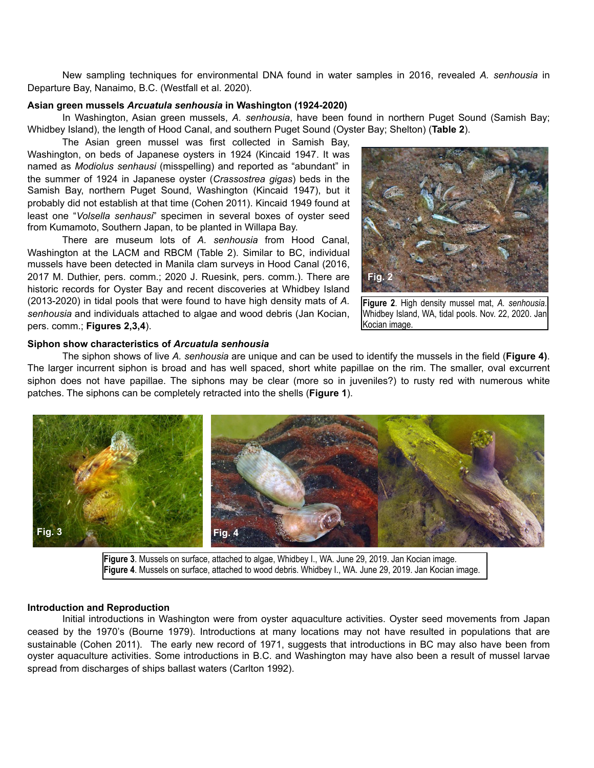New sampling techniques for environmental DNA found in water samples in 2016, revealed *A. senhousia* in Departure Bay, Nanaimo, B.C. (Westfall et al. 2020).

**Asian green mussels *Arcuatula senhousia* in Washington (1924-2020)**

In Washington, Asian green mussels, *A. senhousia*, have been found in northern Puget Sound (Samish Bay; Whidbey Island), the length of Hood Canal, and southern Puget Sound (Oyster Bay; Shelton) (**Table 2**).

The Asian green mussel was first collected in Samish Bay, Washington, on beds of Japanese oysters in 1924 (Kincaid 1947. It was named as *Modiolus senhausi* (misspelling) and reported as "abundant" in the summer of 1924 in Japanese oyster (*Crassostrea gigas*) beds in the Samish Bay, northern Puget Sound, Washington (Kincaid 1947), but it probably did not establish at that time (Cohen 2011). Kincaid 1949 found at least one "*Volsella senhausi*" specimen in several boxes of oyster seed from Kumamoto, Southern Japan, to be planted in Willapa Bay.

There are museum lots of *A. senhousia* from Hood Canal, Washington at the LACM and RBCM (Table 2). Similar to BC, individual mussels have been detected in Manila clam surveys in Hood Canal (2016, 2017 M. Duthier, pers. comm.; 2020 J. Ruesink, pers. comm.). There are historic records for Oyster Bay and recent discoveries at Whidbey Island (2013-2020) in tidal pools that were found to have high density mats of *A. senhousia* and individuals attached to algae and wood debris (Jan Kocian, pers. comm.; **Figures 2,3,4**).

Fig. 2

**Figure 2**. High density mussel mat, *A. senhousia*. Whidbey Island, WA, tidal pools. Nov. 22, 2020. Jan Kocian image.

**Siphon show characteristics of *Arcuatula senhousia***

The siphon shows of live *A. senhousia* are unique and can be used to identify the mussels in the field (**Figure 4)**. The larger incurrent siphon is broad and has well spaced, short white papillae on the rim. The smaller, oval excurrent siphon does not have papillae. The siphons may be clear (more so in juveniles?) to rusty red with numerous white patches. The siphons can be completely retracted into the shells (**Figure 1**).

Fig. 3 Fig. 4

**Figure 3**. Mussels on surface, attached to algae, Whidbey I., WA. June 29, 2019. Jan Kocian image.
**Figure 4**. Mussels on surface, attached to wood debris. Whidbey I., WA. June 29, 2019. Jan Kocian image.

**Introduction and Reproduction**

Initial introductions in Washington were from oyster aquaculture activities. Oyster seed movements from Japan ceased by the 1970's (Bourne 1979). Introductions at many locations may not have resulted in populations that are sustainable (Cohen 2011). The early new record of 1971, suggests that introductions in BC may also have been from oyster aquaculture activities. Some introductions in B.C. and Washington may have also been a result of mussel larvae spread from discharges of ships ballast waters (Carlton 1992).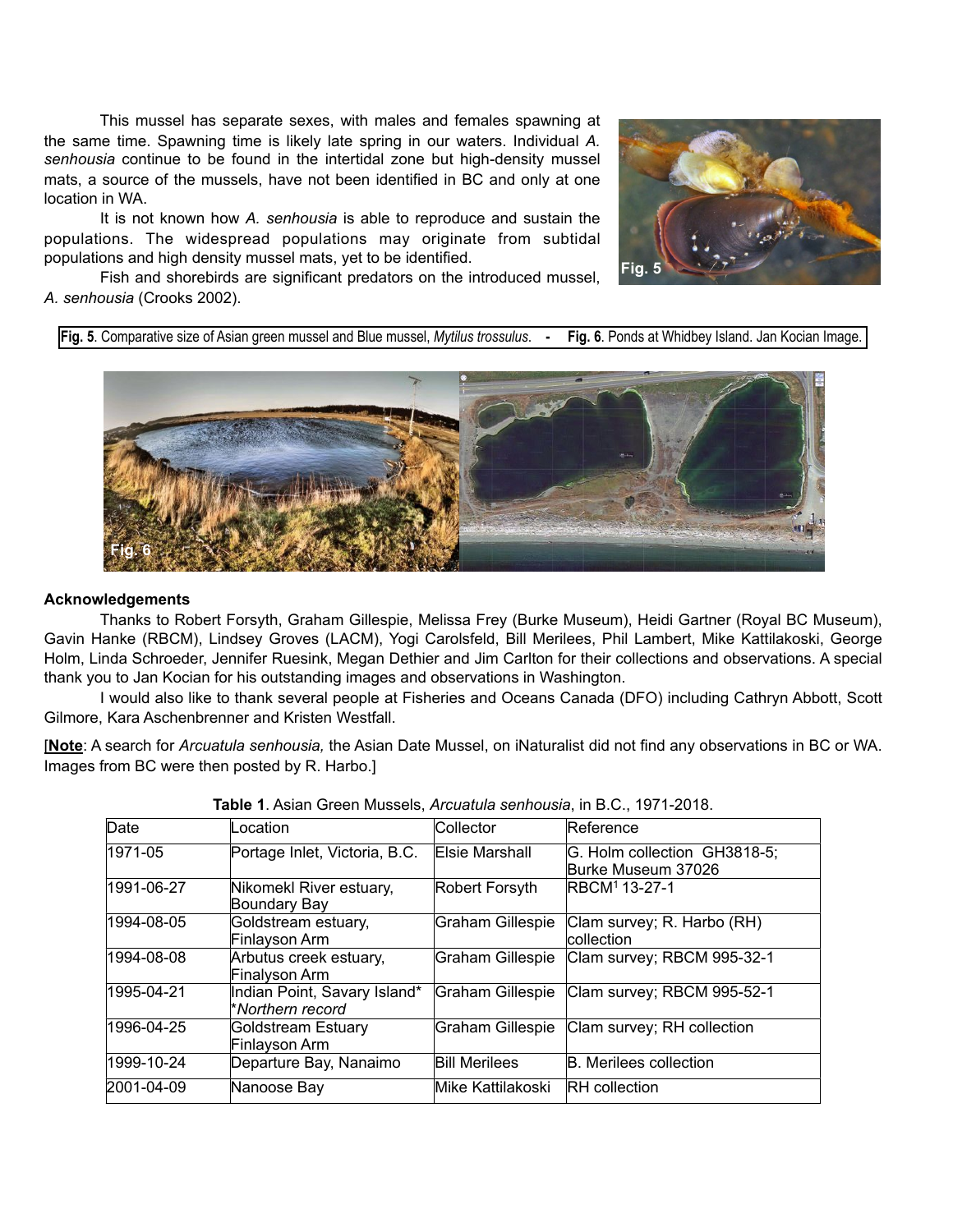This mussel has separate sexes, with males and females spawning at the same time. Spawning time is likely late spring in our waters. Individual *A. senhousia* continue to be found in the intertidal zone but high-density mussel mats, a source of the mussels, have not been identified in BC and only at one location in WA.

It is not known how *A. senhousia* is able to reproduce and sustain the populations. The widespread populations may originate from subtidal populations and high density mussel mats, yet to be identified.

Fish and shorebirds are significant predators on the introduced mussel, *A. senhousia* (Crooks 2002).

**Fig. 5**. Comparative size of Asian green mussel and Blue mussel, *Mytilus trossulus*. - **Fig. 6**. Ponds at Whidbey Island. Jan Kocian Image.

## Acknowledgements

Thanks to Robert Forsyth, Graham Gillespie, Melissa Frey (Burke Museum), Heidi Gartner (Royal BC Museum), Gavin Hanke (RBCM), Lindsey Groves (LACM), Yogi Carolsfeld, Bill Merilees, Phil Lambert, Mike Kattilakoski, George Holm, Linda Schroeder, Jennifer Ruesink, Megan Dethier and Jim Carlton for their collections and observations. A special thank you to Jan Kocian for his outstanding images and observations in Washington.

I would also like to thank several people at Fisheries and Oceans Canada (DFO) including Cathryn Abbott, Scott Gilmore, Kara Aschenbrenner and Kristen Westfall.

[**Note**: A search for *Arcuatula senhousia,* the Asian Date Mussel, on iNaturalist did not find any observations in BC or WA. Images from BC were then posted by R. Harbo.]

**Table 1**. Asian Green Mussels, *Arcuatula senhousia*, in B.C., 1971-2018.

| Date | Location | Collector | Reference |
|---|---|---|---|
| 1971-05 | Portage Inlet, Victoria, B.C. | Elsie Marshall | G. Holm collection GH3818-5; Burke Museum 37026 |
| 1991-06-27 | Nikomekl River estuary, Boundary Bay | Robert Forsyth | RBCM[1] 13-27-1 |
| 1994-08-05 | Goldstream estuary, Finlayson Arm | Graham Gillespie | Clam survey; R. Harbo (RH) collection |
| 1994-08-08 | Arbutus creek estuary, Finlayson Arm | Graham Gillespie | Clam survey; RBCM 995-32-1 |
| 1995-04-21 | Indian Point, Savary Island* *Northern record | Graham Gillespie | Clam survey; RBCM 995-52-1 |
| 1996-04-25 | Goldstream Estuary Finlayson Arm | Graham Gillespie | Clam survey; RH collection |
| 1999-10-24 | Departure Bay, Nanaimo | Bill Merilees | B. Merilees collection |
| 2001-04-09 | Nanoose Bay | Mike Kattilakoski | RH collection |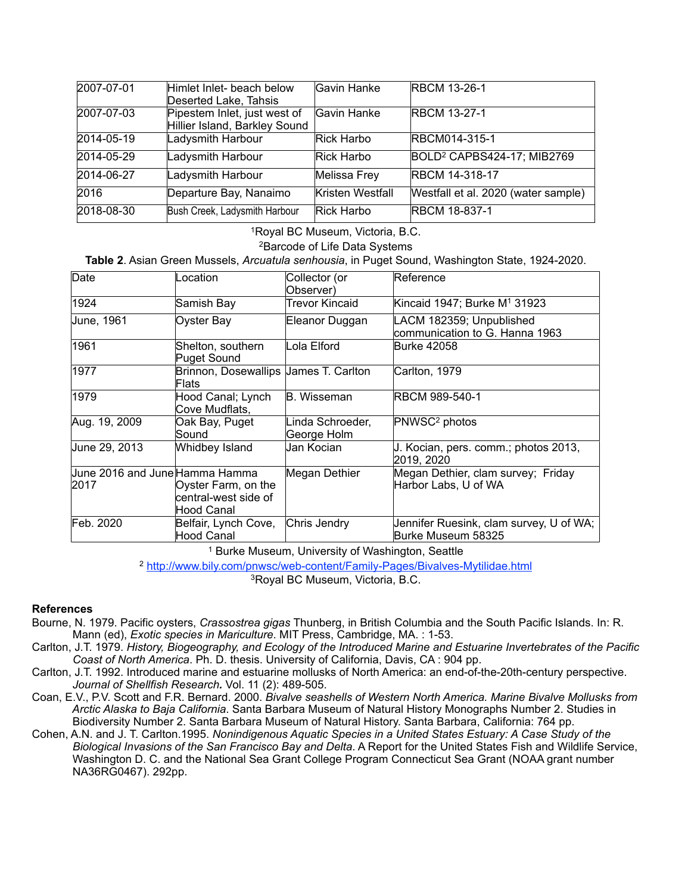| 2007-07-01 | Himlet Inlet- beach below Deserted Lake, Tahsis | Gavin Hanke | RBCM 13-26-1 |
|---|---|---|---|
| 2007-07-03 | Pipestem Inlet, just west of Hillier Island, Barkley Sound | Gavin Hanke | RBCM 13-27-1 |
| 2014-05-19 | Ladysmith Harbour | Rick Harbo | RBCM014-315-1 |
| 2014-05-29 | Ladysmith Harbour | Rick Harbo | BOLD[2] CAPBS424-17; MIB2769 |
| 2014-06-27 | Ladysmith Harbour | Melissa Frey | RBCM 14-318-17 |
| 2016 | Departure Bay, Nanaimo | Kristen Westfall | Westfall et al. 2020 (water sample) |
| 2018-08-30 | Bush Creek, Ladysmith Harbour | Rick Harbo | RBCM 18-837-1 |

[1]Royal BC Museum, Victoria, B.C.

[2]Barcode of Life Data Systems

**Table 2**. Asian Green Mussels, *Arcuatula senhousia*, in Puget Sound, Washington State, 1924-2020.

| Date | Location | Collector (or Observer) | Reference |
|---|---|---|---|
| 1924 | Samish Bay | Trevor Kincaid | Kincaid 1947; Burke M[1] 31923 |
| June, 1961 | Oyster Bay | Eleanor Duggan | LACM 182359; Unpublished communication to G. Hanna 1963 |
| 1961 | Shelton, southern Puget Sound | Lola Elford | Burke 42058 |
| 1977 | Brinnon, Dosewallips Flats | James T. Carlton | Carlton, 1979 |
| 1979 | Hood Canal; Lynch Cove Mudflats, | B. Wisseman | RBCM 989-540-1 |
| Aug. 19, 2009 | Oak Bay, Puget Sound | Linda Schroeder, George Holm | PNWSC[2] photos |
| June 29, 2013 | Whidbey Island | Jan Kocian | J. Kocian, pers. comm.; photos 2013, 2019, 2020 |
| June 2016 and June 2017 | Hamma Hamma Oyster Farm, on the central-west side of Hood Canal | Megan Dethier | Megan Dethier, clam survey; Friday Harbor Labs, U of WA |
| Feb. 2020 | Belfair, Lynch Cove, Hood Canal | Chris Jendry | Jennifer Ruesink, clam survey, U of WA; Burke Museum 58325 |

[1] Burke Museum, University of Washington, Seattle

[2] http://www.bily.com/pnwsc/web-content/Family-Pages/Bivalves-Mytilidae.html

[3]Royal BC Museum, Victoria, B.C.

**References**

Bourne, N. 1979. Pacific oysters, *Crassostrea gigas* Thunberg, in British Columbia and the South Pacific Islands. In: R. Mann (ed), *Exotic species in Mariculture*. MIT Press, Cambridge, MA. : 1-53.

Carlton, J.T. 1979. *History, Biogeography, and Ecology of the Introduced Marine and Estuarine Invertebrates of the Pacific Coast of North America*. Ph. D. thesis. University of California, Davis, CA : 904 pp.

Carlton, J.T. 1992. Introduced marine and estuarine mollusks of North America: an end-of-the-20th-century perspective. *Journal of Shellfish Research.* Vol. 11 (2): 489-505.

Coan, E.V., P.V. Scott and F.R. Bernard. 2000. *Bivalve seashells of Western North America. Marine Bivalve Mollusks from Arctic Alaska to Baja California*. Santa Barbara Museum of Natural History Monographs Number 2. Studies in Biodiversity Number 2. Santa Barbara Museum of Natural History. Santa Barbara, California: 764 pp.

Cohen, A.N. and J. T. Carlton.1995. *Nonindigenous Aquatic Species in a United States Estuary: A Case Study of the Biological Invasions of the San Francisco Bay and Delta*. A Report for the United States Fish and Wildlife Service, Washington D. C. and the National Sea Grant College Program Connecticut Sea Grant (NOAA grant number NA36RG0467). 292pp.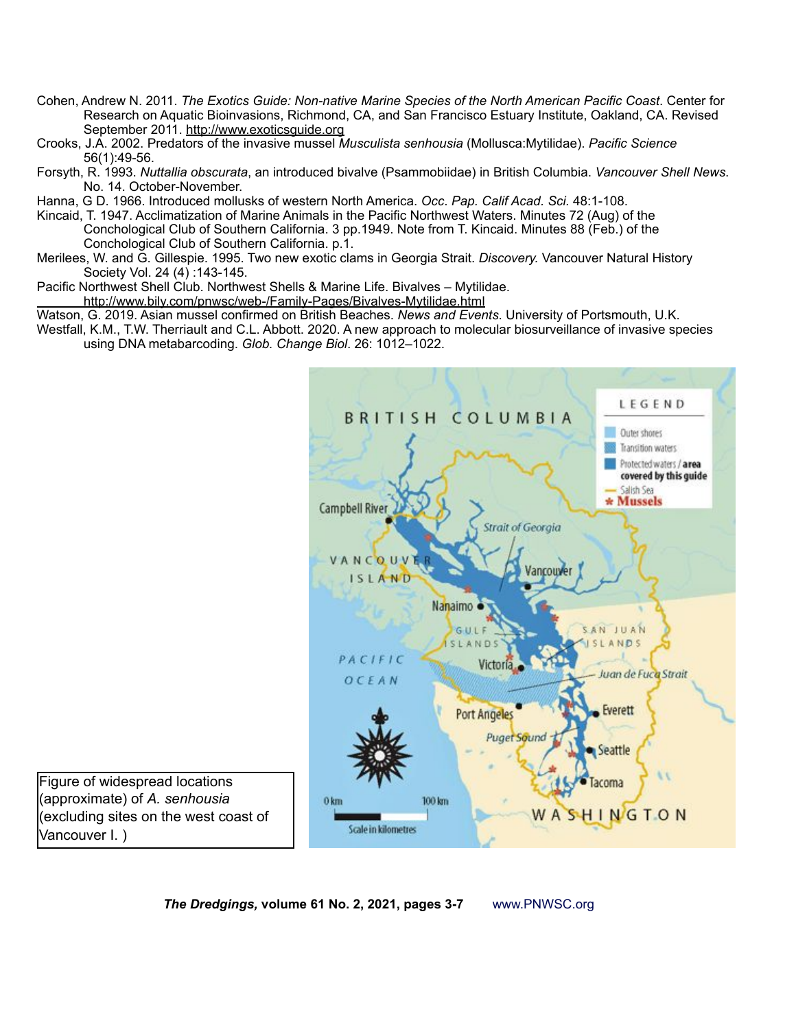Cohen, Andrew N. 2011. *The Exotics Guide: Non-native Marine Species of the North American Pacific Coast*. Center for Research on Aquatic Bioinvasions, Richmond, CA, and San Francisco Estuary Institute, Oakland, CA. Revised September 2011. http://www.exoticsguide.org

Crooks, J.A. 2002. Predators of the invasive mussel *Musculista senhousia* (Mollusca:Mytilidae). *Pacific Science* 56(1):49-56.

Forsyth, R. 1993. *Nuttallia obscurata*, an introduced bivalve (Psammobiidae) in British Columbia. *Vancouver Shell News*. No. 14. October-November.

Hanna, G D. 1966. Introduced mollusks of western North America. *Occ. Pap. Calif Acad. Sci.* 48:1-108.

Kincaid, T. 1947. Acclimatization of Marine Animals in the Pacific Northwest Waters. Minutes 72 (Aug) of the Conchological Club of Southern California. 3 pp.1949. Note from T. Kincaid. Minutes 88 (Feb.) of the Conchological Club of Southern California. p.1.

Merilees, W. and G. Gillespie. 1995. Two new exotic clams in Georgia Strait. *Discovery.* Vancouver Natural History Society Vol. 24 (4) :143-145.

Pacific Northwest Shell Club. Northwest Shells & Marine Life. Bivalves – Mytilidae. http://www.bily.com/pnwsc/web-/Family-Pages/Bivalves-Mytilidae.html

Watson, G. 2019. Asian mussel confirmed on British Beaches. *News and Events.* University of Portsmouth, U.K.

Westfall, K.M., T.W. Therriault and C.L. Abbott. 2020. A new approach to molecular biosurveillance of invasive species using DNA metabarcoding. *Glob. Change Biol.* 26: 1012–1022.

BRITISH COLUMBIA

LEGEND
Outer shores
Transition waters
Protected waters / **area covered by this guide**
Salish Sea
* **Mussels**

Campbell River
Strait of Georgia
VANCOUVER ISLAND
Vancouver
Nanaimo
GULF ISLANDS
SAN JUAN ISLANDS
PACIFIC OCEAN
Victoria
Juan de Fuca Strait
Port Angeles
Everett
Puget Sound
Seattle
Tacoma
0 km
100 km
Scale in kilometres
WASHINGTON

Figure of widespread locations (approximate) of *A. senhousia* (excluding sites on the west coast of Vancouver I. )